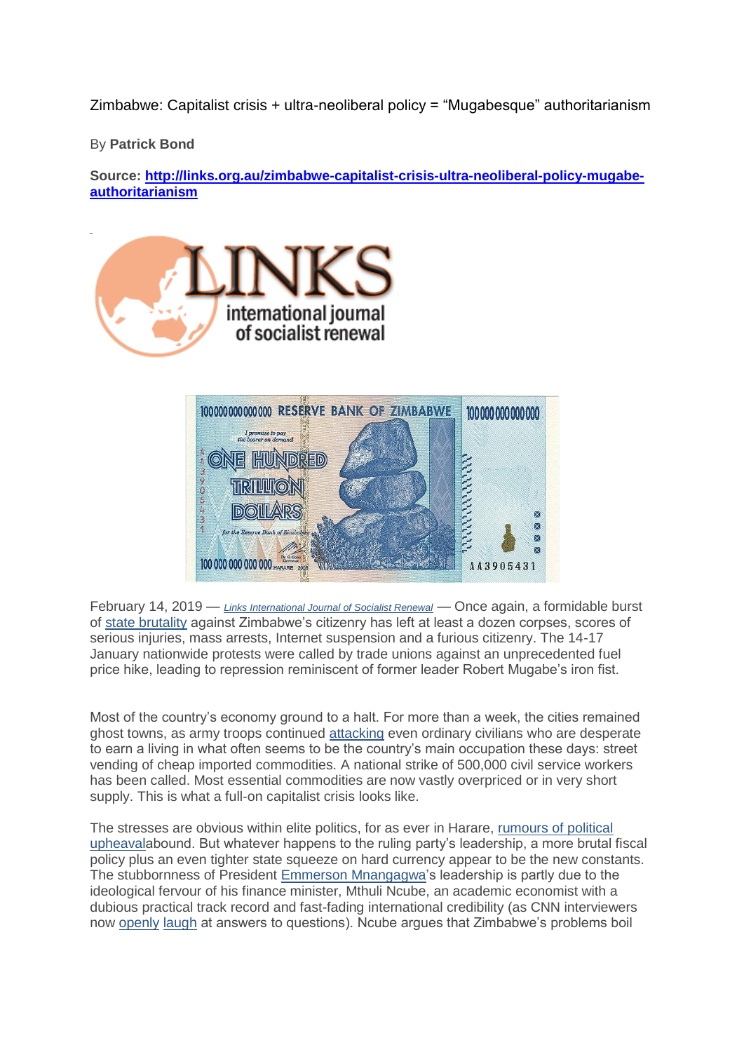Zimbabwe: Capitalist crisis + ultra-neoliberal policy = "Mugabesque" authoritarianism

By **Patrick Bond**

**Source: [http://links.org.au/zimbabwe-capitalist-crisis-ultra-neoliberal-policy-mugabe-authoritarianism](http://links.org.au/zimbabwe-capitalist-crisis-ultra-neoliberal-policy-mugabe-authoritarianism)**

February 14, 2019 — *Links International Journal of Socialist Renewal* — Once again, a formidable burst of state brutality against Zimbabwe's citizenry has left at least a dozen corpses, scores of serious injuries, mass arrests, Internet suspension and a furious citizenry. The 14-17 January nationwide protests were called by trade unions against an unprecedented fuel price hike, leading to repression reminiscent of former leader Robert Mugabe's iron fist.

Most of the country's economy ground to a halt. For more than a week, the cities remained ghost towns, as army troops continued attacking even ordinary civilians who are desperate to earn a living in what often seems to be the country's main occupation these days: street vending of cheap imported commodities. A national strike of 500,000 civil service workers has been called. Most essential commodities are now vastly overpriced or in very short supply. This is what a full-on capitalist crisis looks like.

The stresses are obvious within elite politics, for as ever in Harare, rumours of political upheavalabound. But whatever happens to the ruling party's leadership, a more brutal fiscal policy plus an even tighter state squeeze on hard currency appear to be the new constants. The stubbornness of President Emmerson Mnangagwa's leadership is partly due to the ideological fervour of his finance minister, Mthuli Ncube, an academic economist with a dubious practical track record and fast-fading international credibility (as CNN interviewers now openly laugh at answers to questions). Ncube argues that Zimbabwe's problems boil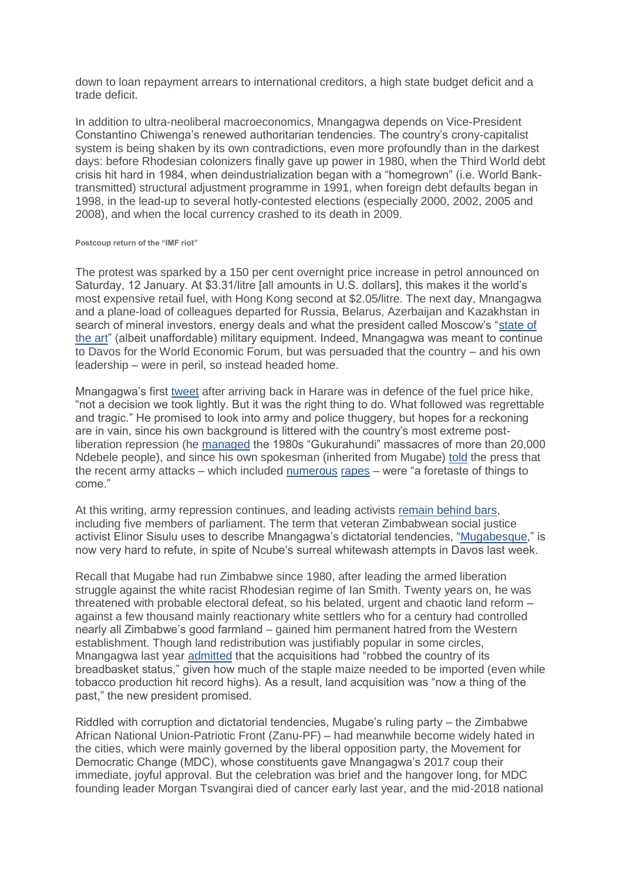down to loan repayment arrears to international creditors, a high state budget deficit and a trade deficit.

In addition to ultra-neoliberal macroeconomics, Mnangagwa depends on Vice-President Constantino Chiwenga's renewed authoritarian tendencies. The country's crony-capitalist system is being shaken by its own contradictions, even more profoundly than in the darkest days: before Rhodesian colonizers finally gave up power in 1980, when the Third World debt crisis hit hard in 1984, when deindustrialization began with a "homegrown" (i.e. World Bank-transmitted) structural adjustment programme in 1991, when foreign debt defaults began in 1998, in the lead-up to several hotly-contested elections (especially 2000, 2002, 2005 and 2008), and when the local currency crashed to its death in 2009.

#### Postcoup return of the "IMF riot"

The protest was sparked by a 150 per cent overnight price increase in petrol announced on Saturday, 12 January. At $3.31/litre [all amounts in U.S. dollars], this makes it the world's most expensive retail fuel, with Hong Kong second at $2.05/litre. The next day, Mnangagwa and a plane-load of colleagues departed for Russia, Belarus, Azerbaijan and Kazakhstan in search of mineral investors, energy deals and what the president called Moscow's "state of the art" (albeit unaffordable) military equipment. Indeed, Mnangagwa was meant to continue to Davos for the World Economic Forum, but was persuaded that the country – and his own leadership – were in peril, so instead headed home.

Mnangagwa's first tweet after arriving back in Harare was in defence of the fuel price hike, "not a decision we took lightly. But it was the right thing to do. What followed was regrettable and tragic." He promised to look into army and police thuggery, but hopes for a reckoning are in vain, since his own background is littered with the country's most extreme post-liberation repression (he managed the 1980s "Gukurahundi" massacres of more than 20,000 Ndebele people), and since his own spokesman (inherited from Mugabe) told the press that the recent army attacks – which included numerous rapes – were "a foretaste of things to come."

At this writing, army repression continues, and leading activists remain behind bars, including five members of parliament. The term that veteran Zimbabwean social justice activist Elinor Sisulu uses to describe Mnangagwa's dictatorial tendencies, "Mugabesque," is now very hard to refute, in spite of Ncube's surreal whitewash attempts in Davos last week.

Recall that Mugabe had run Zimbabwe since 1980, after leading the armed liberation struggle against the white racist Rhodesian regime of Ian Smith. Twenty years on, he was threatened with probable electoral defeat, so his belated, urgent and chaotic land reform – against a few thousand mainly reactionary white settlers who for a century had controlled nearly all Zimbabwe's good farmland – gained him permanent hatred from the Western establishment. Though land redistribution was justifiably popular in some circles, Mnangagwa last year admitted that the acquisitions had "robbed the country of its breadbasket status," given how much of the staple maize needed to be imported (even while tobacco production hit record highs). As a result, land acquisition was "now a thing of the past," the new president promised.

Riddled with corruption and dictatorial tendencies, Mugabe's ruling party – the Zimbabwe African National Union-Patriotic Front (Zanu-PF) – had meanwhile become widely hated in the cities, which were mainly governed by the liberal opposition party, the Movement for Democratic Change (MDC), whose constituents gave Mnangagwa's 2017 coup their immediate, joyful approval. But the celebration was brief and the hangover long, for MDC founding leader Morgan Tsvangirai died of cancer early last year, and the mid-2018 national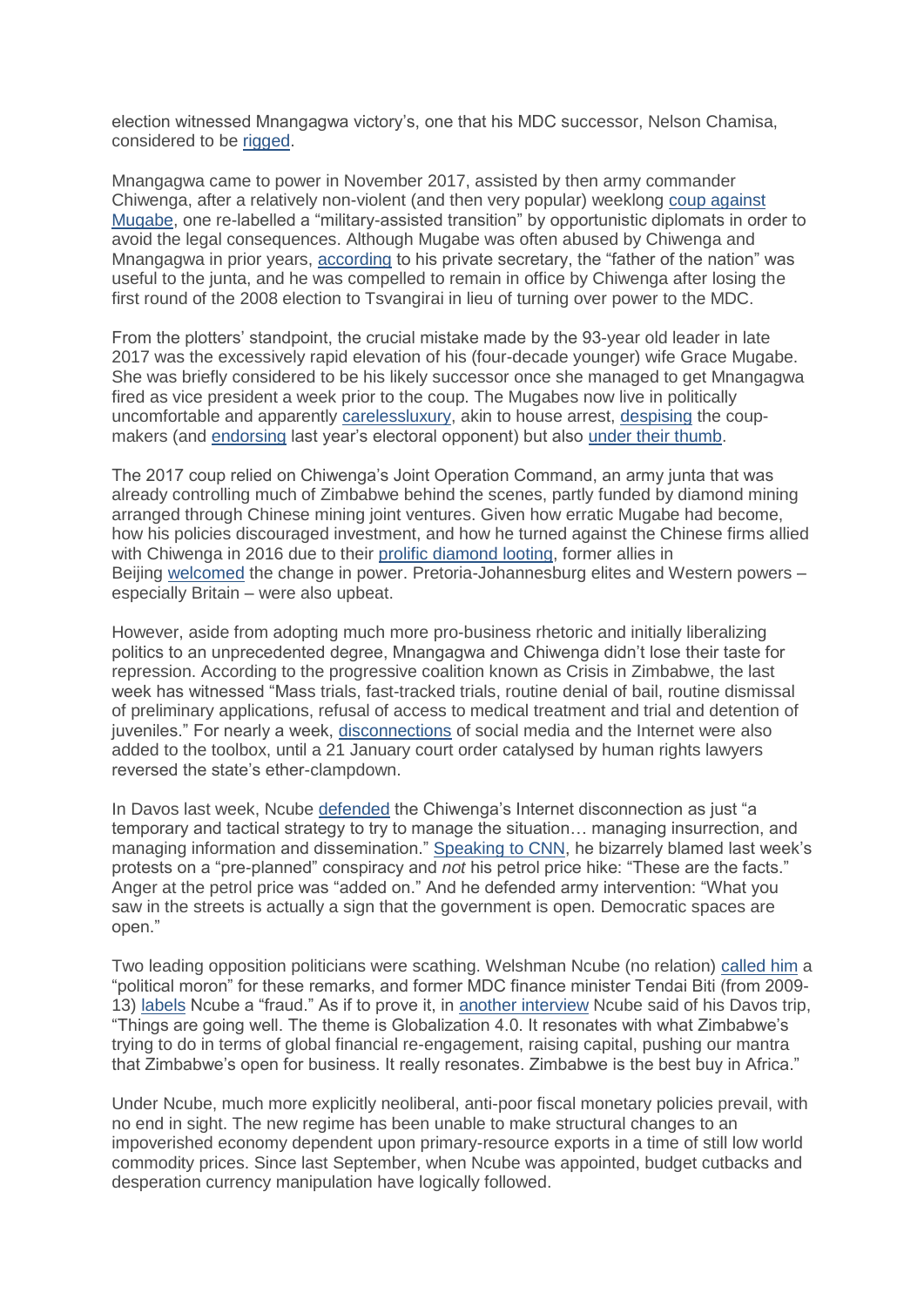election witnessed Mnangagwa victory's, one that his MDC successor, Nelson Chamisa, considered to be rigged.

Mnangagwa came to power in November 2017, assisted by then army commander Chiwenga, after a relatively non-violent (and then very popular) weeklong coup against Mugabe, one re-labelled a "military-assisted transition" by opportunistic diplomats in order to avoid the legal consequences. Although Mugabe was often abused by Chiwenga and Mnangagwa in prior years, according to his private secretary, the "father of the nation" was useful to the junta, and he was compelled to remain in office by Chiwenga after losing the first round of the 2008 election to Tsvangirai in lieu of turning over power to the MDC.

From the plotters' standpoint, the crucial mistake made by the 93-year old leader in late 2017 was the excessively rapid elevation of his (four-decade younger) wife Grace Mugabe. She was briefly considered to be his likely successor once she managed to get Mnangagwa fired as vice president a week prior to the coup. The Mugabes now live in politically uncomfortable and apparently carelessluxury, akin to house arrest, despising the coup-makers (and endorsing last year's electoral opponent) but also under their thumb.

The 2017 coup relied on Chiwenga's Joint Operation Command, an army junta that was already controlling much of Zimbabwe behind the scenes, partly funded by diamond mining arranged through Chinese mining joint ventures. Given how erratic Mugabe had become, how his policies discouraged investment, and how he turned against the Chinese firms allied with Chiwenga in 2016 due to their prolific diamond looting, former allies in Beijing welcomed the change in power. Pretoria-Johannesburg elites and Western powers – especially Britain – were also upbeat.

However, aside from adopting much more pro-business rhetoric and initially liberalizing politics to an unprecedented degree, Mnangagwa and Chiwenga didn't lose their taste for repression. According to the progressive coalition known as Crisis in Zimbabwe, the last week has witnessed "Mass trials, fast-tracked trials, routine denial of bail, routine dismissal of preliminary applications, refusal of access to medical treatment and trial and detention of juveniles." For nearly a week, disconnections of social media and the Internet were also added to the toolbox, until a 21 January court order catalysed by human rights lawyers reversed the state's ether-clampdown.

In Davos last week, Ncube defended the Chiwenga's Internet disconnection as just "a temporary and tactical strategy to try to manage the situation… managing insurrection, and managing information and dissemination." Speaking to CNN, he bizarrely blamed last week's protests on a "pre-planned" conspiracy and *not* his petrol price hike: "These are the facts." Anger at the petrol price was "added on." And he defended army intervention: "What you saw in the streets is actually a sign that the government is open. Democratic spaces are open."

Two leading opposition politicians were scathing. Welshman Ncube (no relation) called him a "political moron" for these remarks, and former MDC finance minister Tendai Biti (from 2009-13) labels Ncube a "fraud." As if to prove it, in another interview Ncube said of his Davos trip, "Things are going well. The theme is Globalization 4.0. It resonates with what Zimbabwe's trying to do in terms of global financial re-engagement, raising capital, pushing our mantra that Zimbabwe's open for business. It really resonates. Zimbabwe is the best buy in Africa."

Under Ncube, much more explicitly neoliberal, anti-poor fiscal monetary policies prevail, with no end in sight. The new regime has been unable to make structural changes to an impoverished economy dependent upon primary-resource exports in a time of still low world commodity prices. Since last September, when Ncube was appointed, budget cutbacks and desperation currency manipulation have logically followed.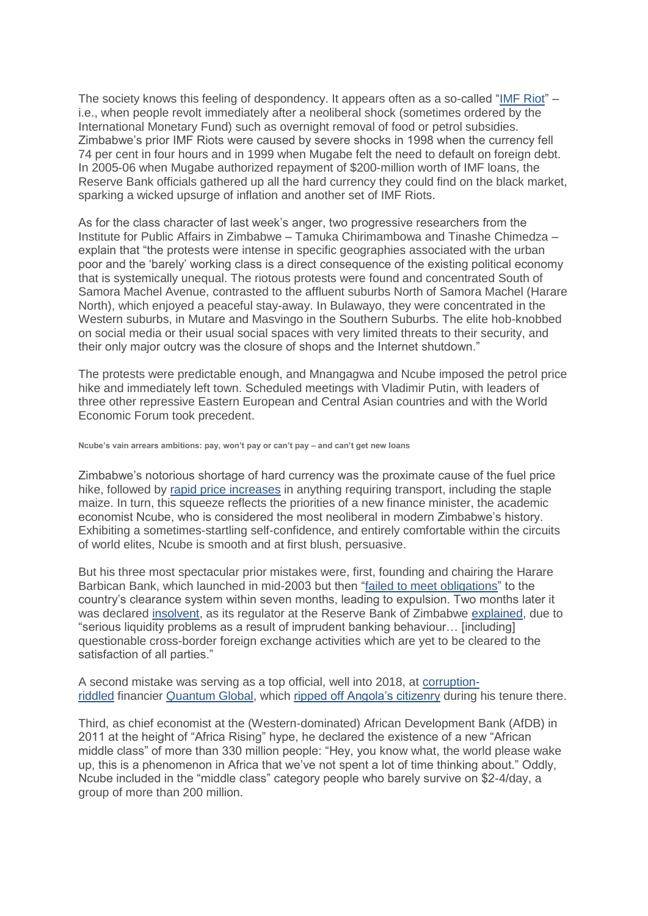The society knows this feeling of despondency. It appears often as a so-called "IMF Riot" – i.e., when people revolt immediately after a neoliberal shock (sometimes ordered by the International Monetary Fund) such as overnight removal of food or petrol subsidies. Zimbabwe's prior IMF Riots were caused by severe shocks in 1998 when the currency fell 74 per cent in four hours and in 1999 when Mugabe felt the need to default on foreign debt. In 2005-06 when Mugabe authorized repayment of $200-million worth of IMF loans, the Reserve Bank officials gathered up all the hard currency they could find on the black market, sparking a wicked upsurge of inflation and another set of IMF Riots.

As for the class character of last week's anger, two progressive researchers from the Institute for Public Affairs in Zimbabwe – Tamuka Chirimambowa and Tinashe Chimedza – explain that "the protests were intense in specific geographies associated with the urban poor and the 'barely' working class is a direct consequence of the existing political economy that is systemically unequal. The riotous protests were found and concentrated South of Samora Machel Avenue, contrasted to the affluent suburbs North of Samora Machel (Harare North), which enjoyed a peaceful stay-away. In Bulawayo, they were concentrated in the Western suburbs, in Mutare and Masvingo in the Southern Suburbs. The elite hob-knobbed on social media or their usual social spaces with very limited threats to their security, and their only major outcry was the closure of shops and the Internet shutdown."

The protests were predictable enough, and Mnangagwa and Ncube imposed the petrol price hike and immediately left town. Scheduled meetings with Vladimir Putin, with leaders of three other repressive Eastern European and Central Asian countries and with the World Economic Forum took precedent.

**Ncube's vain arrears ambitions: pay, won't pay or can't pay – and can't get new loans**

Zimbabwe's notorious shortage of hard currency was the proximate cause of the fuel price hike, followed by rapid price increases in anything requiring transport, including the staple maize. In turn, this squeeze reflects the priorities of a new finance minister, the academic economist Ncube, who is considered the most neoliberal in modern Zimbabwe's history. Exhibiting a sometimes-startling self-confidence, and entirely comfortable within the circuits of world elites, Ncube is smooth and at first blush, persuasive.

But his three most spectacular prior mistakes were, first, founding and chairing the Harare Barbican Bank, which launched in mid-2003 but then "failed to meet obligations" to the country's clearance system within seven months, leading to expulsion. Two months later it was declared insolvent, as its regulator at the Reserve Bank of Zimbabwe explained, due to "serious liquidity problems as a result of imprudent banking behaviour… [including] questionable cross-border foreign exchange activities which are yet to be cleared to the satisfaction of all parties."

A second mistake was serving as a top official, well into 2018, at corruption-riddled financier Quantum Global, which ripped off Angola's citizenry during his tenure there.

Third, as chief economist at the (Western-dominated) African Development Bank (AfDB) in 2011 at the height of "Africa Rising" hype, he declared the existence of a new "African middle class" of more than 330 million people: "Hey, you know what, the world please wake up, this is a phenomenon in Africa that we've not spent a lot of time thinking about." Oddly, Ncube included in the "middle class" category people who barely survive on $2-4/day, a group of more than 200 million.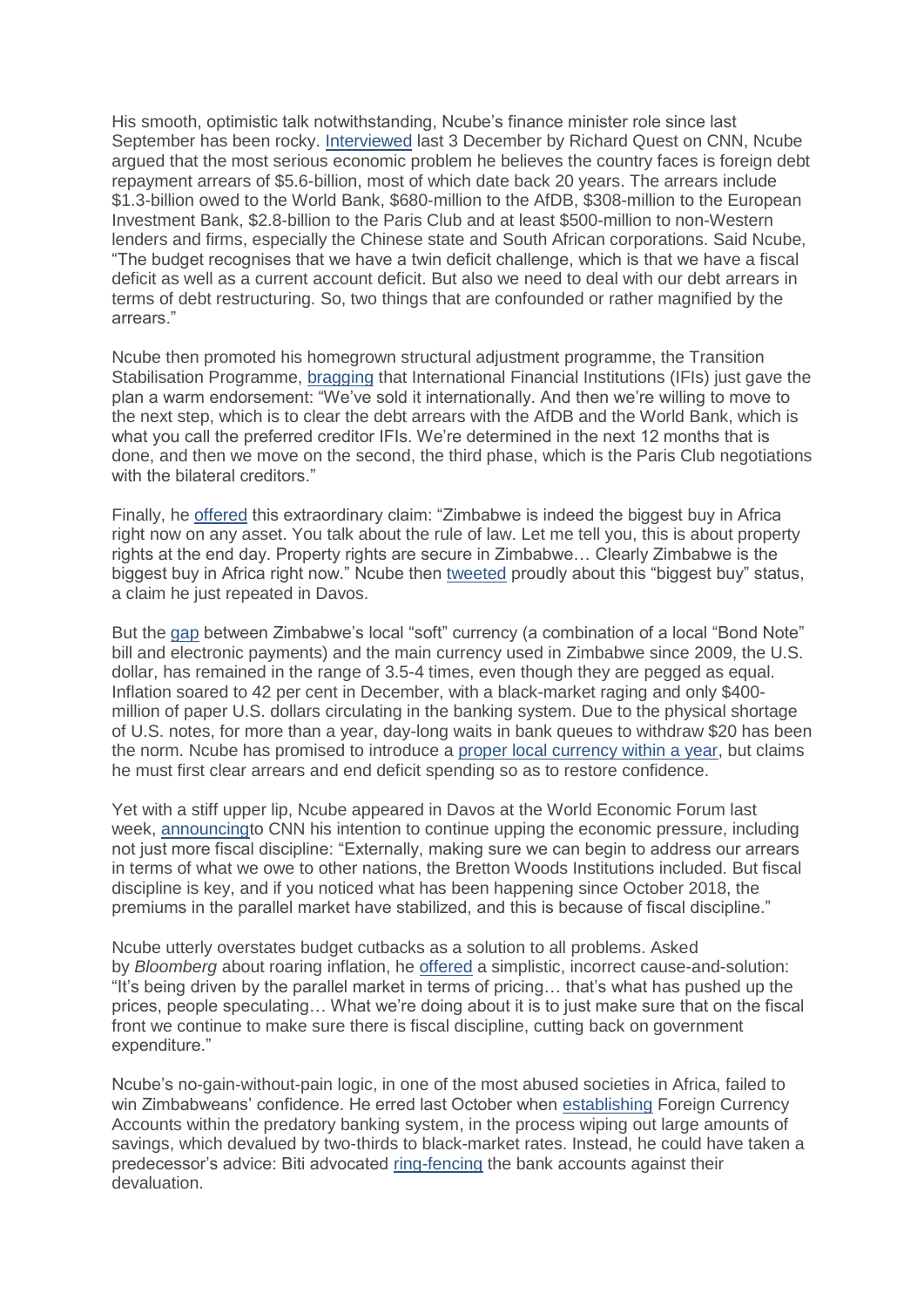His smooth, optimistic talk notwithstanding, Ncube's finance minister role since last September has been rocky. Interviewed last 3 December by Richard Quest on CNN, Ncube argued that the most serious economic problem he believes the country faces is foreign debt repayment arrears of $5.6-billion, most of which date back 20 years. The arrears include $1.3-billion owed to the World Bank, $680-million to the AfDB, $308-million to the European Investment Bank, $2.8-billion to the Paris Club and at least $500-million to non-Western lenders and firms, especially the Chinese state and South African corporations. Said Ncube, "The budget recognises that we have a twin deficit challenge, which is that we have a fiscal deficit as well as a current account deficit. But also we need to deal with our debt arrears in terms of debt restructuring. So, two things that are confounded or rather magnified by the arrears."

Ncube then promoted his homegrown structural adjustment programme, the Transition Stabilisation Programme, bragging that International Financial Institutions (IFIs) just gave the plan a warm endorsement: "We've sold it internationally. And then we're willing to move to the next step, which is to clear the debt arrears with the AfDB and the World Bank, which is what you call the preferred creditor IFIs. We're determined in the next 12 months that is done, and then we move on the second, the third phase, which is the Paris Club negotiations with the bilateral creditors."

Finally, he offered this extraordinary claim: "Zimbabwe is indeed the biggest buy in Africa right now on any asset. You talk about the rule of law. Let me tell you, this is about property rights at the end day. Property rights are secure in Zimbabwe… Clearly Zimbabwe is the biggest buy in Africa right now." Ncube then tweeted proudly about this "biggest buy" status, a claim he just repeated in Davos.

But the gap between Zimbabwe's local "soft" currency (a combination of a local "Bond Note" bill and electronic payments) and the main currency used in Zimbabwe since 2009, the U.S. dollar, has remained in the range of 3.5-4 times, even though they are pegged as equal. Inflation soared to 42 per cent in December, with a black-market raging and only $400-million of paper U.S. dollars circulating in the banking system. Due to the physical shortage of U.S. notes, for more than a year, day-long waits in bank queues to withdraw $20 has been the norm. Ncube has promised to introduce a proper local currency within a year, but claims he must first clear arrears and end deficit spending so as to restore confidence.

Yet with a stiff upper lip, Ncube appeared in Davos at the World Economic Forum last week, announcingto CNN his intention to continue upping the economic pressure, including not just more fiscal discipline: "Externally, making sure we can begin to address our arrears in terms of what we owe to other nations, the Bretton Woods Institutions included. But fiscal discipline is key, and if you noticed what has been happening since October 2018, the premiums in the parallel market have stabilized, and this is because of fiscal discipline."

Ncube utterly overstates budget cutbacks as a solution to all problems. Asked by *Bloomberg* about roaring inflation, he offered a simplistic, incorrect cause-and-solution: "It's being driven by the parallel market in terms of pricing… that's what has pushed up the prices, people speculating… What we're doing about it is to just make sure that on the fiscal front we continue to make sure there is fiscal discipline, cutting back on government expenditure."

Ncube's no-gain-without-pain logic, in one of the most abused societies in Africa, failed to win Zimbabweans' confidence. He erred last October when establishing Foreign Currency Accounts within the predatory banking system, in the process wiping out large amounts of savings, which devalued by two-thirds to black-market rates. Instead, he could have taken a predecessor's advice: Biti advocated ring-fencing the bank accounts against their devaluation.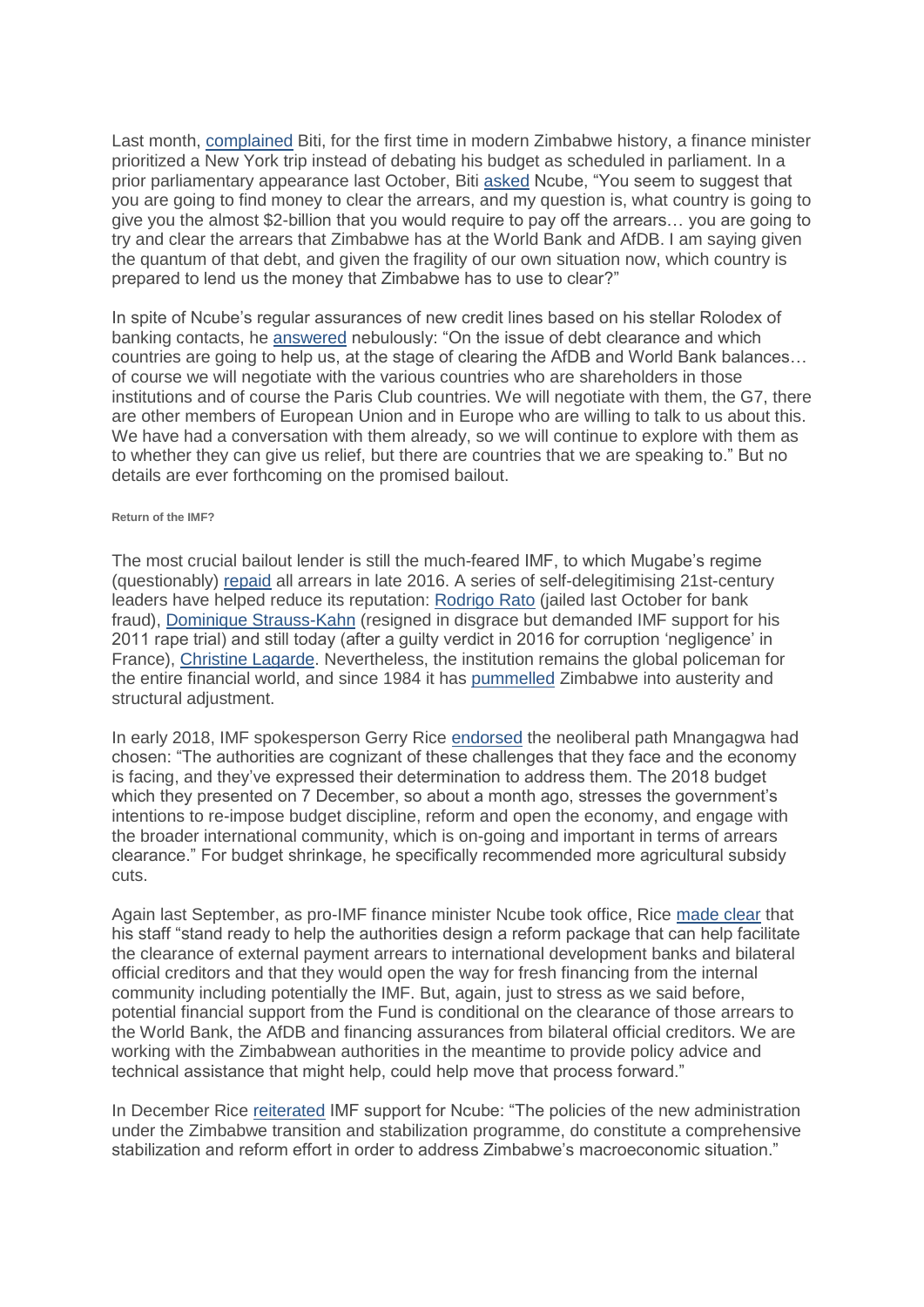Last month, complained Biti, for the first time in modern Zimbabwe history, a finance minister prioritized a New York trip instead of debating his budget as scheduled in parliament. In a prior parliamentary appearance last October, Biti asked Ncube, "You seem to suggest that you are going to find money to clear the arrears, and my question is, what country is going to give you the almost $2-billion that you would require to pay off the arrears… you are going to try and clear the arrears that Zimbabwe has at the World Bank and AfDB. I am saying given the quantum of that debt, and given the fragility of our own situation now, which country is prepared to lend us the money that Zimbabwe has to use to clear?"

In spite of Ncube's regular assurances of new credit lines based on his stellar Rolodex of banking contacts, he answered nebulously: "On the issue of debt clearance and which countries are going to help us, at the stage of clearing the AfDB and World Bank balances… of course we will negotiate with the various countries who are shareholders in those institutions and of course the Paris Club countries. We will negotiate with them, the G7, there are other members of European Union and in Europe who are willing to talk to us about this. We have had a conversation with them already, so we will continue to explore with them as to whether they can give us relief, but there are countries that we are speaking to." But no details are ever forthcoming on the promised bailout.

#### Return of the IMF?

The most crucial bailout lender is still the much-feared IMF, to which Mugabe's regime (questionably) repaid all arrears in late 2016. A series of self-delegitimising 21st-century leaders have helped reduce its reputation: Rodrigo Rato (jailed last October for bank fraud), Dominique Strauss-Kahn (resigned in disgrace but demanded IMF support for his 2011 rape trial) and still today (after a guilty verdict in 2016 for corruption 'negligence' in France), Christine Lagarde. Nevertheless, the institution remains the global policeman for the entire financial world, and since 1984 it has pummelled Zimbabwe into austerity and structural adjustment.

In early 2018, IMF spokesperson Gerry Rice endorsed the neoliberal path Mnangagwa had chosen: "The authorities are cognizant of these challenges that they face and the economy is facing, and they've expressed their determination to address them. The 2018 budget which they presented on 7 December, so about a month ago, stresses the government's intentions to re-impose budget discipline, reform and open the economy, and engage with the broader international community, which is on-going and important in terms of arrears clearance." For budget shrinkage, he specifically recommended more agricultural subsidy cuts.

Again last September, as pro-IMF finance minister Ncube took office, Rice made clear that his staff "stand ready to help the authorities design a reform package that can help facilitate the clearance of external payment arrears to international development banks and bilateral official creditors and that they would open the way for fresh financing from the internal community including potentially the IMF. But, again, just to stress as we said before, potential financial support from the Fund is conditional on the clearance of those arrears to the World Bank, the AfDB and financing assurances from bilateral official creditors. We are working with the Zimbabwean authorities in the meantime to provide policy advice and technical assistance that might help, could help move that process forward."

In December Rice reiterated IMF support for Ncube: "The policies of the new administration under the Zimbabwe transition and stabilization programme, do constitute a comprehensive stabilization and reform effort in order to address Zimbabwe's macroeconomic situation."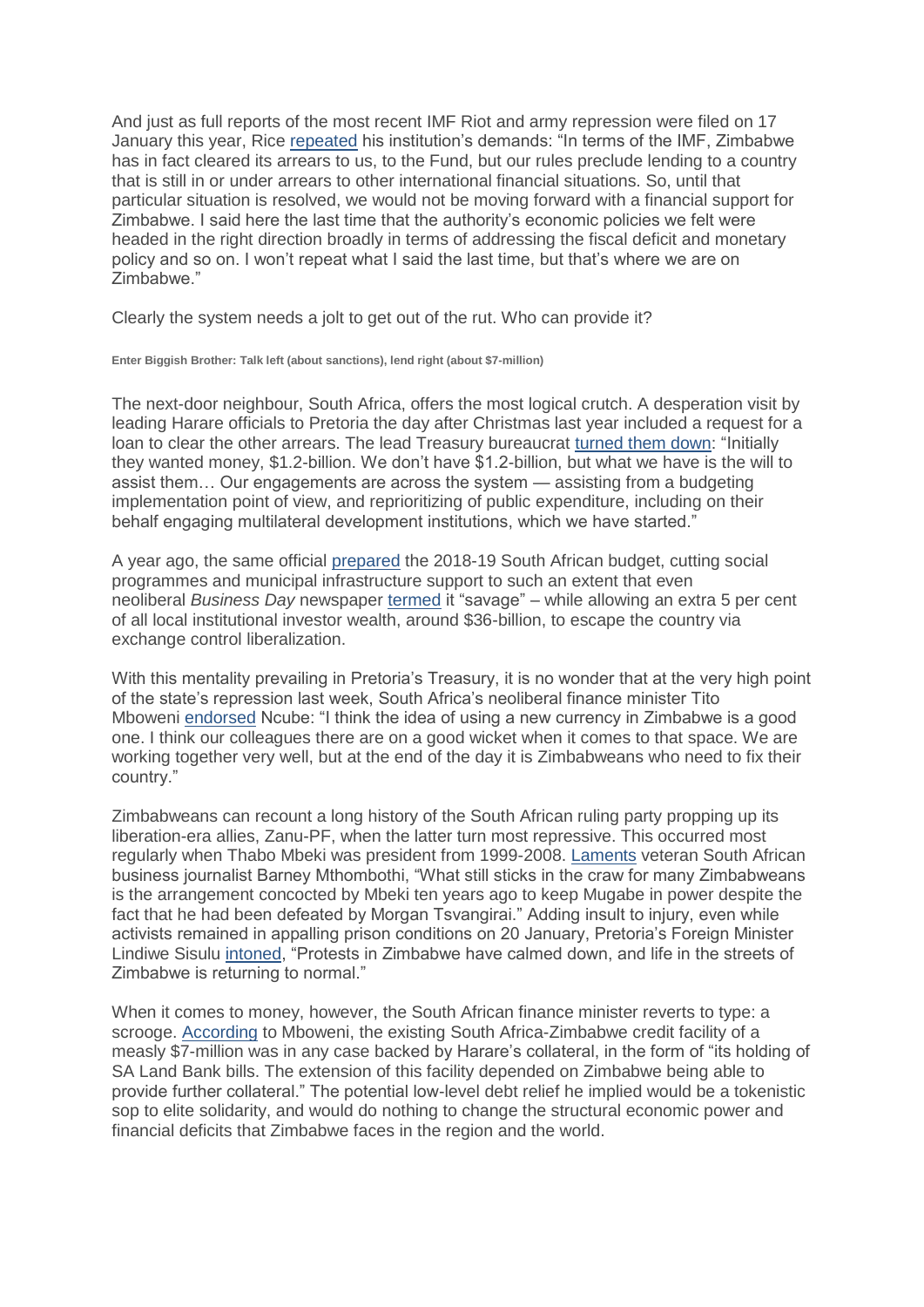And just as full reports of the most recent IMF Riot and army repression were filed on 17 January this year, Rice repeated his institution's demands: "In terms of the IMF, Zimbabwe has in fact cleared its arrears to us, to the Fund, but our rules preclude lending to a country that is still in or under arrears to other international financial situations. So, until that particular situation is resolved, we would not be moving forward with a financial support for Zimbabwe. I said here the last time that the authority's economic policies we felt were headed in the right direction broadly in terms of addressing the fiscal deficit and monetary policy and so on. I won't repeat what I said the last time, but that's where we are on Zimbabwe."

Clearly the system needs a jolt to get out of the rut. Who can provide it?

**Enter Biggish Brother: Talk left (about sanctions), lend right (about $7-million)**

The next-door neighbour, South Africa, offers the most logical crutch. A desperation visit by leading Harare officials to Pretoria the day after Christmas last year included a request for a loan to clear the other arrears. The lead Treasury bureaucrat turned them down: "Initially they wanted money, $1.2-billion. We don't have $1.2-billion, but what we have is the will to assist them… Our engagements are across the system — assisting from a budgeting implementation point of view, and reprioritizing of public expenditure, including on their behalf engaging multilateral development institutions, which we have started."

A year ago, the same official prepared the 2018-19 South African budget, cutting social programmes and municipal infrastructure support to such an extent that even neoliberal *Business Day* newspaper termed it "savage" – while allowing an extra 5 per cent of all local institutional investor wealth, around $36-billion, to escape the country via exchange control liberalization.

With this mentality prevailing in Pretoria's Treasury, it is no wonder that at the very high point of the state's repression last week, South Africa's neoliberal finance minister Tito Mboweni endorsed Ncube: "I think the idea of using a new currency in Zimbabwe is a good one. I think our colleagues there are on a good wicket when it comes to that space. We are working together very well, but at the end of the day it is Zimbabweans who need to fix their country."

Zimbabweans can recount a long history of the South African ruling party propping up its liberation-era allies, Zanu-PF, when the latter turn most repressive. This occurred most regularly when Thabo Mbeki was president from 1999-2008. Laments veteran South African business journalist Barney Mthombothi, "What still sticks in the craw for many Zimbabweans is the arrangement concocted by Mbeki ten years ago to keep Mugabe in power despite the fact that he had been defeated by Morgan Tsvangirai." Adding insult to injury, even while activists remained in appalling prison conditions on 20 January, Pretoria's Foreign Minister Lindiwe Sisulu intoned, "Protests in Zimbabwe have calmed down, and life in the streets of Zimbabwe is returning to normal."

When it comes to money, however, the South African finance minister reverts to type: a scrooge. According to Mboweni, the existing South Africa-Zimbabwe credit facility of a measly $7-million was in any case backed by Harare's collateral, in the form of "its holding of SA Land Bank bills. The extension of this facility depended on Zimbabwe being able to provide further collateral." The potential low-level debt relief he implied would be a tokenistic sop to elite solidarity, and would do nothing to change the structural economic power and financial deficits that Zimbabwe faces in the region and the world.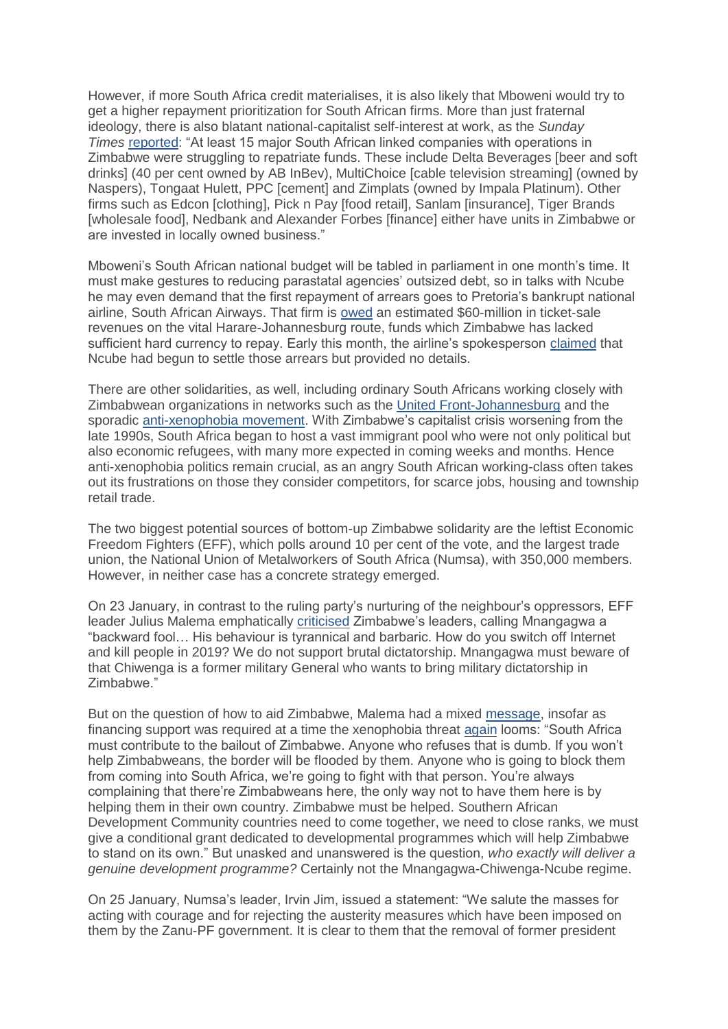However, if more South Africa credit materialises, it is also likely that Mboweni would try to get a higher repayment prioritization for South African firms. More than just fraternal ideology, there is also blatant national-capitalist self-interest at work, as the *Sunday Times* reported: "At least 15 major South African linked companies with operations in Zimbabwe were struggling to repatriate funds. These include Delta Beverages [beer and soft drinks] (40 per cent owned by AB InBev), MultiChoice [cable television streaming] (owned by Naspers), Tongaat Hulett, PPC [cement] and Zimplats (owned by Impala Platinum). Other firms such as Edcon [clothing], Pick n Pay [food retail], Sanlam [insurance], Tiger Brands [wholesale food], Nedbank and Alexander Forbes [finance] either have units in Zimbabwe or are invested in locally owned business."

Mboweni's South African national budget will be tabled in parliament in one month's time. It must make gestures to reducing parastatal agencies' outsized debt, so in talks with Ncube he may even demand that the first repayment of arrears goes to Pretoria's bankrupt national airline, South African Airways. That firm is owed an estimated $60-million in ticket-sale revenues on the vital Harare-Johannesburg route, funds which Zimbabwe has lacked sufficient hard currency to repay. Early this month, the airline's spokesperson claimed that Ncube had begun to settle those arrears but provided no details.

There are other solidarities, as well, including ordinary South Africans working closely with Zimbabwean organizations in networks such as the United Front-Johannesburg and the sporadic anti-xenophobia movement. With Zimbabwe's capitalist crisis worsening from the late 1990s, South Africa began to host a vast immigrant pool who were not only political but also economic refugees, with many more expected in coming weeks and months. Hence anti-xenophobia politics remain crucial, as an angry South African working-class often takes out its frustrations on those they consider competitors, for scarce jobs, housing and township retail trade.

The two biggest potential sources of bottom-up Zimbabwe solidarity are the leftist Economic Freedom Fighters (EFF), which polls around 10 per cent of the vote, and the largest trade union, the National Union of Metalworkers of South Africa (Numsa), with 350,000 members. However, in neither case has a concrete strategy emerged.

On 23 January, in contrast to the ruling party's nurturing of the neighbour's oppressors, EFF leader Julius Malema emphatically criticised Zimbabwe's leaders, calling Mnangagwa a "backward fool… His behaviour is tyrannical and barbaric. How do you switch off Internet and kill people in 2019? We do not support brutal dictatorship. Mnangagwa must beware of that Chiwenga is a former military General who wants to bring military dictatorship in Zimbabwe."

But on the question of how to aid Zimbabwe, Malema had a mixed message, insofar as financing support was required at a time the xenophobia threat again looms: "South Africa must contribute to the bailout of Zimbabwe. Anyone who refuses that is dumb. If you won't help Zimbabweans, the border will be flooded by them. Anyone who is going to block them from coming into South Africa, we're going to fight with that person. You're always complaining that there're Zimbabweans here, the only way not to have them here is by helping them in their own country. Zimbabwe must be helped. Southern African Development Community countries need to come together, we need to close ranks, we must give a conditional grant dedicated to developmental programmes which will help Zimbabwe to stand on its own." But unasked and unanswered is the question, *who exactly will deliver a genuine development programme?* Certainly not the Mnangagwa-Chiwenga-Ncube regime.

On 25 January, Numsa's leader, Irvin Jim, issued a statement: "We salute the masses for acting with courage and for rejecting the austerity measures which have been imposed on them by the Zanu-PF government. It is clear to them that the removal of former president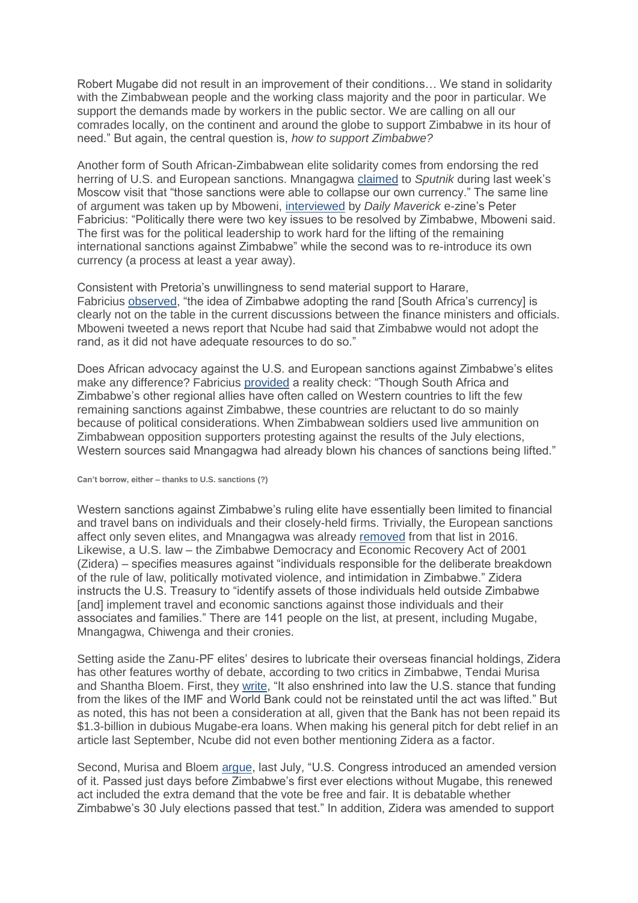Robert Mugabe did not result in an improvement of their conditions… We stand in solidarity with the Zimbabwean people and the working class majority and the poor in particular. We support the demands made by workers in the public sector. We are calling on all our comrades locally, on the continent and around the globe to support Zimbabwe in its hour of need." But again, the central question is, *how to support Zimbabwe?*

Another form of South African-Zimbabwean elite solidarity comes from endorsing the red herring of U.S. and European sanctions. Mnangagwa claimed to *Sputnik* during last week's Moscow visit that "those sanctions were able to collapse our own currency." The same line of argument was taken up by Mboweni, interviewed by *Daily Maverick* e-zine's Peter Fabricius: "Politically there were two key issues to be resolved by Zimbabwe, Mboweni said. The first was for the political leadership to work hard for the lifting of the remaining international sanctions against Zimbabwe" while the second was to re-introduce its own currency (a process at least a year away).

Consistent with Pretoria's unwillingness to send material support to Harare, Fabricius observed, "the idea of Zimbabwe adopting the rand [South Africa's currency] is clearly not on the table in the current discussions between the finance ministers and officials. Mboweni tweeted a news report that Ncube had said that Zimbabwe would not adopt the rand, as it did not have adequate resources to do so."

Does African advocacy against the U.S. and European sanctions against Zimbabwe's elites make any difference? Fabricius provided a reality check: "Though South Africa and Zimbabwe's other regional allies have often called on Western countries to lift the few remaining sanctions against Zimbabwe, these countries are reluctant to do so mainly because of political considerations. When Zimbabwean soldiers used live ammunition on Zimbabwean opposition supporters protesting against the results of the July elections, Western sources said Mnangagwa had already blown his chances of sanctions being lifted."

**Can't borrow, either – thanks to U.S. sanctions (?)**

Western sanctions against Zimbabwe's ruling elite have essentially been limited to financial and travel bans on individuals and their closely-held firms. Trivially, the European sanctions affect only seven elites, and Mnangagwa was already removed from that list in 2016. Likewise, a U.S. law – the Zimbabwe Democracy and Economic Recovery Act of 2001 (Zidera) – specifies measures against "individuals responsible for the deliberate breakdown of the rule of law, politically motivated violence, and intimidation in Zimbabwe." Zidera instructs the U.S. Treasury to "identify assets of those individuals held outside Zimbabwe [and] implement travel and economic sanctions against those individuals and their associates and families." There are 141 people on the list, at present, including Mugabe, Mnangagwa, Chiwenga and their cronies.

Setting aside the Zanu-PF elites' desires to lubricate their overseas financial holdings, Zidera has other features worthy of debate, according to two critics in Zimbabwe, Tendai Murisa and Shantha Bloem. First, they write, "It also enshrined into law the U.S. stance that funding from the likes of the IMF and World Bank could not be reinstated until the act was lifted." But as noted, this has not been a consideration at all, given that the Bank has not been repaid its $1.3-billion in dubious Mugabe-era loans. When making his general pitch for debt relief in an article last September, Ncube did not even bother mentioning Zidera as a factor.

Second, Murisa and Bloem argue, last July, "U.S. Congress introduced an amended version of it. Passed just days before Zimbabwe's first ever elections without Mugabe, this renewed act included the extra demand that the vote be free and fair. It is debatable whether Zimbabwe's 30 July elections passed that test." In addition, Zidera was amended to support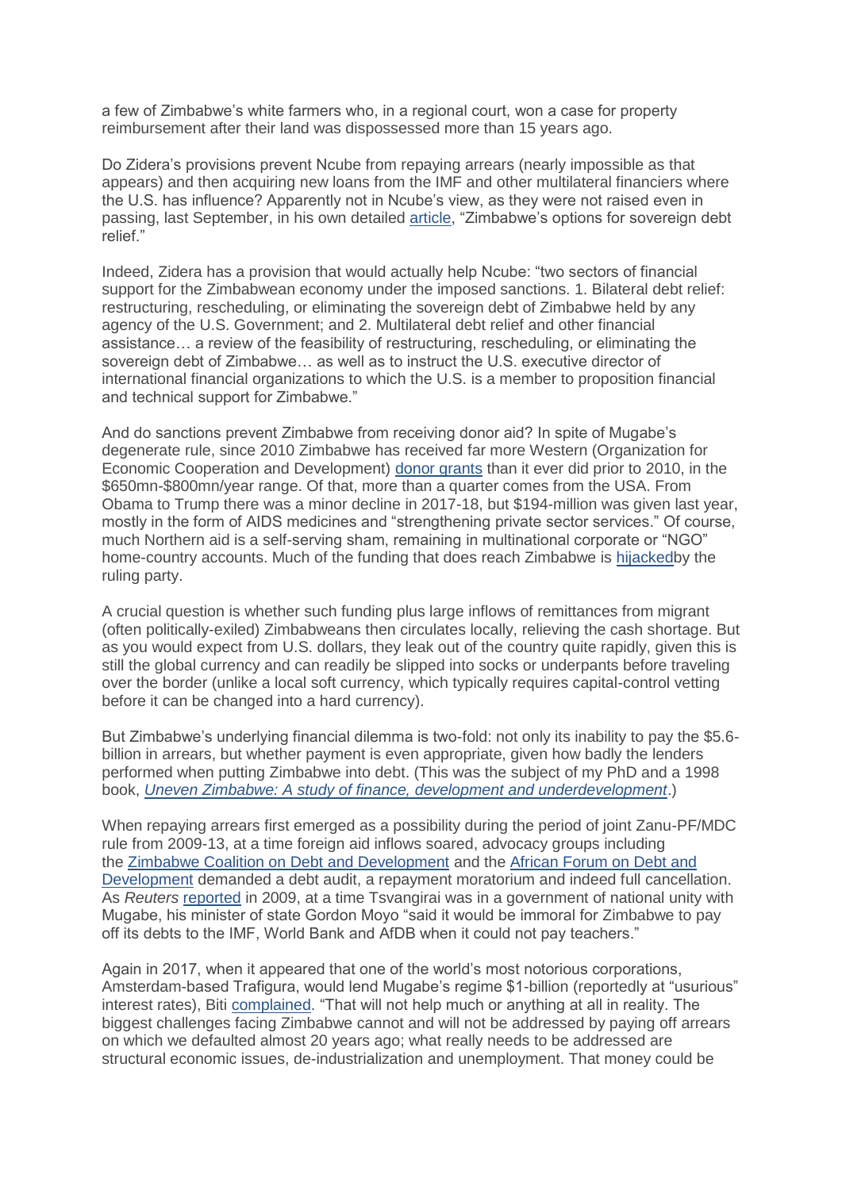a few of Zimbabwe's white farmers who, in a regional court, won a case for property reimbursement after their land was dispossessed more than 15 years ago.

Do Zidera's provisions prevent Ncube from repaying arrears (nearly impossible as that appears) and then acquiring new loans from the IMF and other multilateral financiers where the U.S. has influence? Apparently not in Ncube's view, as they were not raised even in passing, last September, in his own detailed article, "Zimbabwe's options for sovereign debt relief."

Indeed, Zidera has a provision that would actually help Ncube: "two sectors of financial support for the Zimbabwean economy under the imposed sanctions. 1. Bilateral debt relief: restructuring, rescheduling, or eliminating the sovereign debt of Zimbabwe held by any agency of the U.S. Government; and 2. Multilateral debt relief and other financial assistance… a review of the feasibility of restructuring, rescheduling, or eliminating the sovereign debt of Zimbabwe… as well as to instruct the U.S. executive director of international financial organizations to which the U.S. is a member to proposition financial and technical support for Zimbabwe."

And do sanctions prevent Zimbabwe from receiving donor aid? In spite of Mugabe's degenerate rule, since 2010 Zimbabwe has received far more Western (Organization for Economic Cooperation and Development) donor grants than it ever did prior to 2010, in the $650mn-$800mn/year range. Of that, more than a quarter comes from the USA. From Obama to Trump there was a minor decline in 2017-18, but $194-million was given last year, mostly in the form of AIDS medicines and "strengthening private sector services." Of course, much Northern aid is a self-serving sham, remaining in multinational corporate or "NGO" home-country accounts. Much of the funding that does reach Zimbabwe is hijackedby the ruling party.

A crucial question is whether such funding plus large inflows of remittances from migrant (often politically-exiled) Zimbabweans then circulates locally, relieving the cash shortage. But as you would expect from U.S. dollars, they leak out of the country quite rapidly, given this is still the global currency and can readily be slipped into socks or underpants before traveling over the border (unlike a local soft currency, which typically requires capital-control vetting before it can be changed into a hard currency).

But Zimbabwe's underlying financial dilemma is two-fold: not only its inability to pay the $5.6-billion in arrears, but whether payment is even appropriate, given how badly the lenders performed when putting Zimbabwe into debt. (This was the subject of my PhD and a 1998 book, *Uneven Zimbabwe: A study of finance, development and underdevelopment*.)

When repaying arrears first emerged as a possibility during the period of joint Zanu-PF/MDC rule from 2009-13, at a time foreign aid inflows soared, advocacy groups including the Zimbabwe Coalition on Debt and Development and the African Forum on Debt and Development demanded a debt audit, a repayment moratorium and indeed full cancellation. As *Reuters* reported in 2009, at a time Tsvangirai was in a government of national unity with Mugabe, his minister of state Gordon Moyo "said it would be immoral for Zimbabwe to pay off its debts to the IMF, World Bank and AfDB when it could not pay teachers."

Again in 2017, when it appeared that one of the world's most notorious corporations, Amsterdam-based Trafigura, would lend Mugabe's regime $1-billion (reportedly at "usurious" interest rates), Biti complained. "That will not help much or anything at all in reality. The biggest challenges facing Zimbabwe cannot and will not be addressed by paying off arrears on which we defaulted almost 20 years ago; what really needs to be addressed are structural economic issues, de-industrialization and unemployment. That money could be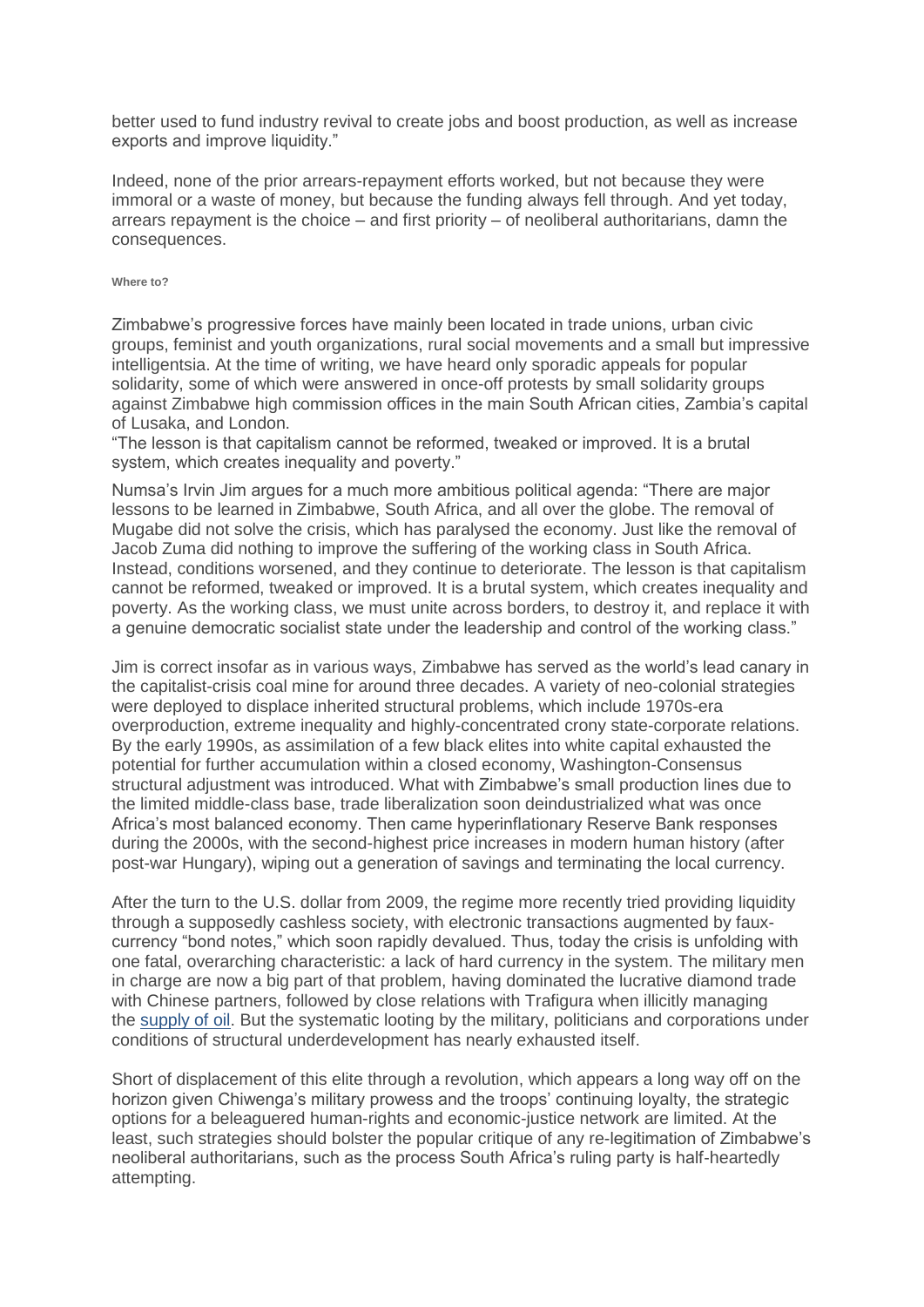better used to fund industry revival to create jobs and boost production, as well as increase exports and improve liquidity."

Indeed, none of the prior arrears-repayment efforts worked, but not because they were immoral or a waste of money, but because the funding always fell through. And yet today, arrears repayment is the choice – and first priority – of neoliberal authoritarians, damn the consequences.

#### Where to?

Zimbabwe's progressive forces have mainly been located in trade unions, urban civic groups, feminist and youth organizations, rural social movements and a small but impressive intelligentsia. At the time of writing, we have heard only sporadic appeals for popular solidarity, some of which were answered in once-off protests by small solidarity groups against Zimbabwe high commission offices in the main South African cities, Zambia's capital of Lusaka, and London.

"The lesson is that capitalism cannot be reformed, tweaked or improved. It is a brutal system, which creates inequality and poverty."

Numsa's Irvin Jim argues for a much more ambitious political agenda: "There are major lessons to be learned in Zimbabwe, South Africa, and all over the globe. The removal of Mugabe did not solve the crisis, which has paralysed the economy. Just like the removal of Jacob Zuma did nothing to improve the suffering of the working class in South Africa. Instead, conditions worsened, and they continue to deteriorate. The lesson is that capitalism cannot be reformed, tweaked or improved. It is a brutal system, which creates inequality and poverty. As the working class, we must unite across borders, to destroy it, and replace it with a genuine democratic socialist state under the leadership and control of the working class."

Jim is correct insofar as in various ways, Zimbabwe has served as the world's lead canary in the capitalist-crisis coal mine for around three decades. A variety of neo-colonial strategies were deployed to displace inherited structural problems, which include 1970s-era overproduction, extreme inequality and highly-concentrated crony state-corporate relations. By the early 1990s, as assimilation of a few black elites into white capital exhausted the potential for further accumulation within a closed economy, Washington-Consensus structural adjustment was introduced. What with Zimbabwe's small production lines due to the limited middle-class base, trade liberalization soon deindustrialized what was once Africa's most balanced economy. Then came hyperinflationary Reserve Bank responses during the 2000s, with the second-highest price increases in modern human history (after post-war Hungary), wiping out a generation of savings and terminating the local currency.

After the turn to the U.S. dollar from 2009, the regime more recently tried providing liquidity through a supposedly cashless society, with electronic transactions augmented by faux-currency "bond notes," which soon rapidly devalued. Thus, today the crisis is unfolding with one fatal, overarching characteristic: a lack of hard currency in the system. The military men in charge are now a big part of that problem, having dominated the lucrative diamond trade with Chinese partners, followed by close relations with Trafigura when illicitly managing the supply of oil. But the systematic looting by the military, politicians and corporations under conditions of structural underdevelopment has nearly exhausted itself.

Short of displacement of this elite through a revolution, which appears a long way off on the horizon given Chiwenga's military prowess and the troops' continuing loyalty, the strategic options for a beleaguered human-rights and economic-justice network are limited. At the least, such strategies should bolster the popular critique of any re-legitimation of Zimbabwe's neoliberal authoritarians, such as the process South Africa's ruling party is half-heartedly attempting.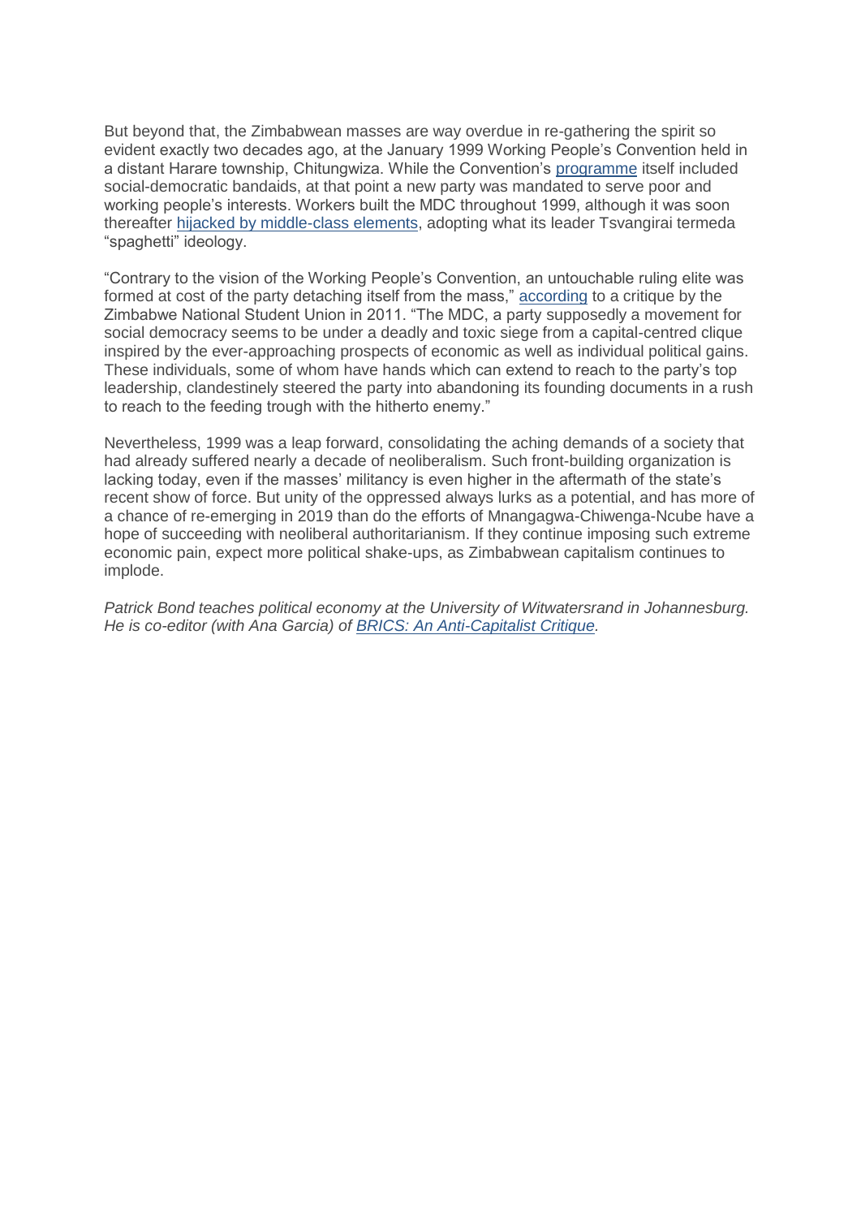But beyond that, the Zimbabwean masses are way overdue in re-gathering the spirit so evident exactly two decades ago, at the January 1999 Working People's Convention held in a distant Harare township, Chitungwiza. While the Convention's programme itself included social-democratic bandaids, at that point a new party was mandated to serve poor and working people's interests. Workers built the MDC throughout 1999, although it was soon thereafter hijacked by middle-class elements, adopting what its leader Tsvangirai termeda "spaghetti" ideology.

"Contrary to the vision of the Working People's Convention, an untouchable ruling elite was formed at cost of the party detaching itself from the mass," according to a critique by the Zimbabwe National Student Union in 2011. "The MDC, a party supposedly a movement for social democracy seems to be under a deadly and toxic siege from a capital-centred clique inspired by the ever-approaching prospects of economic as well as individual political gains. These individuals, some of whom have hands which can extend to reach to the party's top leadership, clandestinely steered the party into abandoning its founding documents in a rush to reach to the feeding trough with the hitherto enemy."

Nevertheless, 1999 was a leap forward, consolidating the aching demands of a society that had already suffered nearly a decade of neoliberalism. Such front-building organization is lacking today, even if the masses' militancy is even higher in the aftermath of the state's recent show of force. But unity of the oppressed always lurks as a potential, and has more of a chance of re-emerging in 2019 than do the efforts of Mnangagwa-Chiwenga-Ncube have a hope of succeeding with neoliberal authoritarianism. If they continue imposing such extreme economic pain, expect more political shake-ups, as Zimbabwean capitalism continues to implode.

*Patrick Bond teaches political economy at the University of Witwatersrand in Johannesburg. He is co-editor (with Ana Garcia) of BRICS: An Anti-Capitalist Critique.*